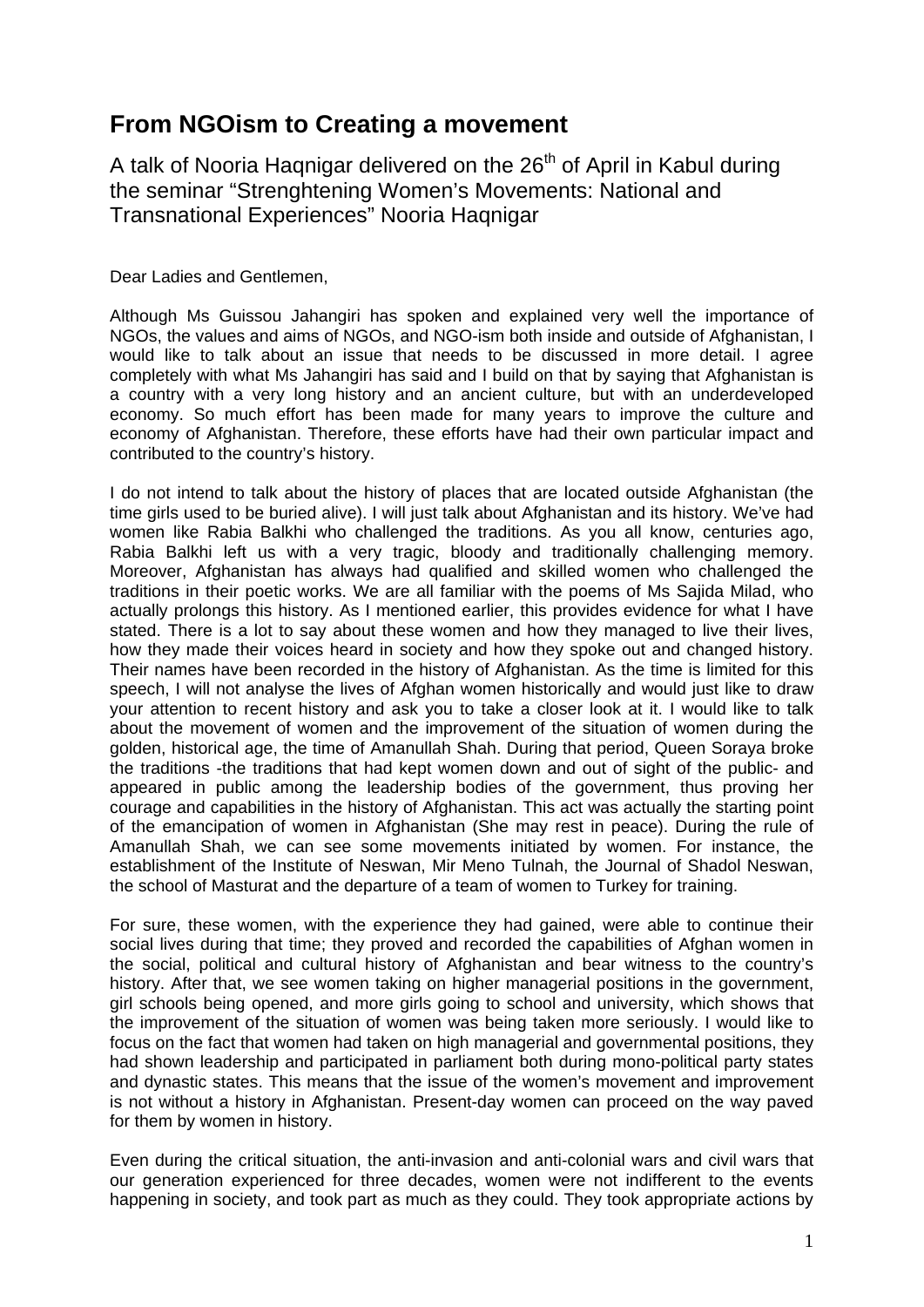# From NGOism to Creating a movement

A talk of Nooria Haqnigar delivered on the 26th of April in Kabul during the seminar "Strenghtening Women's Movements: National and Transnational Experiences" Nooria Haqnigar

Dear Ladies and Gentlemen,

Although Ms Guissou Jahangiri has spoken and explained very well the importance of NGOs, the values and aims of NGOs, and NGO-ism both inside and outside of Afghanistan, I would like to talk about an issue that needs to be discussed in more detail. I agree completely with what Ms Jahangiri has said and I build on that by saying that Afghanistan is a country with a very long history and an ancient culture, but with an underdeveloped economy. So much effort has been made for many years to improve the culture and economy of Afghanistan. Therefore, these efforts have had their own particular impact and contributed to the country's history.

I do not intend to talk about the history of places that are located outside Afghanistan (the time girls used to be buried alive). I will just talk about Afghanistan and its history. We've had women like Rabia Balkhi who challenged the traditions. As you all know, centuries ago, Rabia Balkhi left us with a very tragic, bloody and traditionally challenging memory. Moreover, Afghanistan has always had qualified and skilled women who challenged the traditions in their poetic works. We are all familiar with the poems of Ms Sajida Milad, who actually prolongs this history. As I mentioned earlier, this provides evidence for what I have stated. There is a lot to say about these women and how they managed to live their lives, how they made their voices heard in society and how they spoke out and changed history. Their names have been recorded in the history of Afghanistan. As the time is limited for this speech, I will not analyse the lives of Afghan women historically and would just like to draw your attention to recent history and ask you to take a closer look at it. I would like to talk about the movement of women and the improvement of the situation of women during the golden, historical age, the time of Amanullah Shah. During that period, Queen Soraya broke the traditions -the traditions that had kept women down and out of sight of the public- and appeared in public among the leadership bodies of the government, thus proving her courage and capabilities in the history of Afghanistan. This act was actually the starting point of the emancipation of women in Afghanistan (She may rest in peace). During the rule of Amanullah Shah, we can see some movements initiated by women. For instance, the establishment of the Institute of Neswan, Mir Meno Tulnah, the Journal of Shadol Neswan, the school of Masturat and the departure of a team of women to Turkey for training.

For sure, these women, with the experience they had gained, were able to continue their social lives during that time; they proved and recorded the capabilities of Afghan women in the social, political and cultural history of Afghanistan and bear witness to the country's history. After that, we see women taking on higher managerial positions in the government, girl schools being opened, and more girls going to school and university, which shows that the improvement of the situation of women was being taken more seriously. I would like to focus on the fact that women had taken on high managerial and governmental positions, they had shown leadership and participated in parliament both during mono-political party states and dynastic states. This means that the issue of the women's movement and improvement is not without a history in Afghanistan. Present-day women can proceed on the way paved for them by women in history.

Even during the critical situation, the anti-invasion and anti-colonial wars and civil wars that our generation experienced for three decades, women were not indifferent to the events happening in society, and took part as much as they could. They took appropriate actions by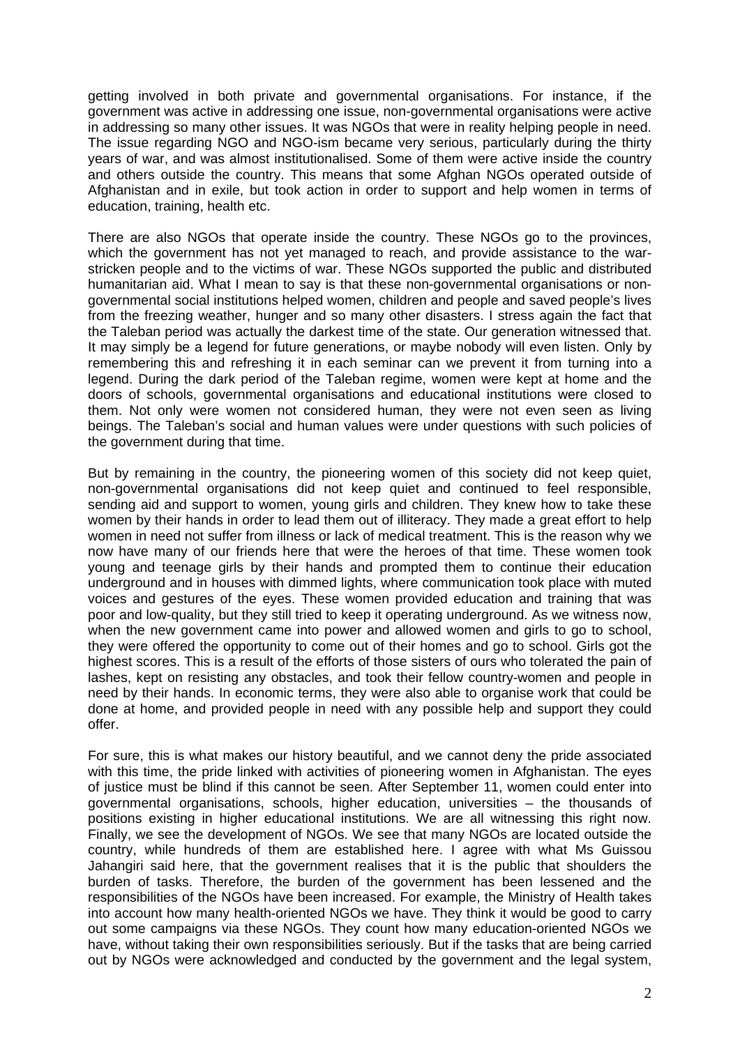getting involved in both private and governmental organisations. For instance, if the government was active in addressing one issue, non-governmental organisations were active in addressing so many other issues. It was NGOs that were in reality helping people in need. The issue regarding NGO and NGO-ism became very serious, particularly during the thirty years of war, and was almost institutionalised. Some of them were active inside the country and others outside the country. This means that some Afghan NGOs operated outside of Afghanistan and in exile, but took action in order to support and help women in terms of education, training, health etc.

There are also NGOs that operate inside the country. These NGOs go to the provinces, which the government has not yet managed to reach, and provide assistance to the war-stricken people and to the victims of war. These NGOs supported the public and distributed humanitarian aid. What I mean to say is that these non-governmental organisations or non-governmental social institutions helped women, children and people and saved people's lives from the freezing weather, hunger and so many other disasters. I stress again the fact that the Taleban period was actually the darkest time of the state. Our generation witnessed that. It may simply be a legend for future generations, or maybe nobody will even listen. Only by remembering this and refreshing it in each seminar can we prevent it from turning into a legend. During the dark period of the Taleban regime, women were kept at home and the doors of schools, governmental organisations and educational institutions were closed to them. Not only were women not considered human, they were not even seen as living beings. The Taleban's social and human values were under questions with such policies of the government during that time.

But by remaining in the country, the pioneering women of this society did not keep quiet, non-governmental organisations did not keep quiet and continued to feel responsible, sending aid and support to women, young girls and children. They knew how to take these women by their hands in order to lead them out of illiteracy. They made a great effort to help women in need not suffer from illness or lack of medical treatment. This is the reason why we now have many of our friends here that were the heroes of that time. These women took young and teenage girls by their hands and prompted them to continue their education underground and in houses with dimmed lights, where communication took place with muted voices and gestures of the eyes. These women provided education and training that was poor and low-quality, but they still tried to keep it operating underground. As we witness now, when the new government came into power and allowed women and girls to go to school, they were offered the opportunity to come out of their homes and go to school. Girls got the highest scores. This is a result of the efforts of those sisters of ours who tolerated the pain of lashes, kept on resisting any obstacles, and took their fellow country-women and people in need by their hands. In economic terms, they were also able to organise work that could be done at home, and provided people in need with any possible help and support they could offer.

For sure, this is what makes our history beautiful, and we cannot deny the pride associated with this time, the pride linked with activities of pioneering women in Afghanistan. The eyes of justice must be blind if this cannot be seen. After September 11, women could enter into governmental organisations, schools, higher education, universities – the thousands of positions existing in higher educational institutions. We are all witnessing this right now. Finally, we see the development of NGOs. We see that many NGOs are located outside the country, while hundreds of them are established here. I agree with what Ms Guissou Jahangiri said here, that the government realises that it is the public that shoulders the burden of tasks. Therefore, the burden of the government has been lessened and the responsibilities of the NGOs have been increased. For example, the Ministry of Health takes into account how many health-oriented NGOs we have. They think it would be good to carry out some campaigns via these NGOs. They count how many education-oriented NGOs we have, without taking their own responsibilities seriously. But if the tasks that are being carried out by NGOs were acknowledged and conducted by the government and the legal system,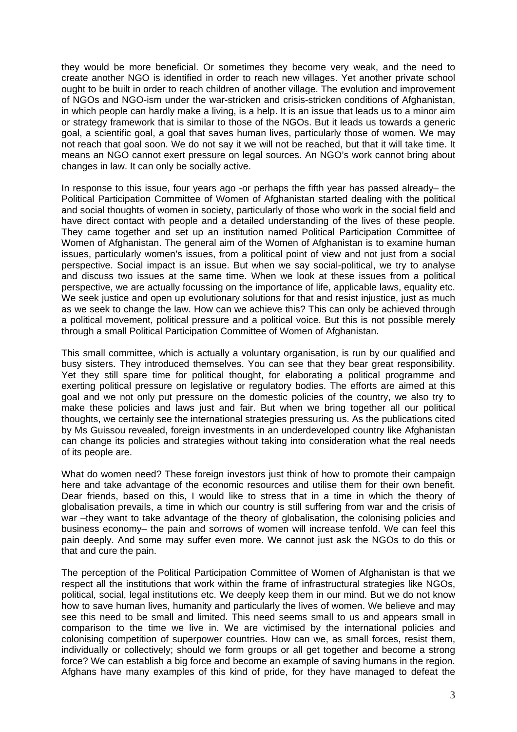they would be more beneficial. Or sometimes they become very weak, and the need to create another NGO is identified in order to reach new villages. Yet another private school ought to be built in order to reach children of another village. The evolution and improvement of NGOs and NGO-ism under the war-stricken and crisis-stricken conditions of Afghanistan, in which people can hardly make a living, is a help. It is an issue that leads us to a minor aim or strategy framework that is similar to those of the NGOs. But it leads us towards a generic goal, a scientific goal, a goal that saves human lives, particularly those of women. We may not reach that goal soon. We do not say it we will not be reached, but that it will take time. It means an NGO cannot exert pressure on legal sources. An NGO's work cannot bring about changes in law. It can only be socially active.

In response to this issue, four years ago -or perhaps the fifth year has passed already– the Political Participation Committee of Women of Afghanistan started dealing with the political and social thoughts of women in society, particularly of those who work in the social field and have direct contact with people and a detailed understanding of the lives of these people. They came together and set up an institution named Political Participation Committee of Women of Afghanistan. The general aim of the Women of Afghanistan is to examine human issues, particularly women's issues, from a political point of view and not just from a social perspective. Social impact is an issue. But when we say social-political, we try to analyse and discuss two issues at the same time. When we look at these issues from a political perspective, we are actually focussing on the importance of life, applicable laws, equality etc. We seek justice and open up evolutionary solutions for that and resist injustice, just as much as we seek to change the law. How can we achieve this? This can only be achieved through a political movement, political pressure and a political voice. But this is not possible merely through a small Political Participation Committee of Women of Afghanistan.

This small committee, which is actually a voluntary organisation, is run by our qualified and busy sisters. They introduced themselves. You can see that they bear great responsibility. Yet they still spare time for political thought, for elaborating a political programme and exerting political pressure on legislative or regulatory bodies. The efforts are aimed at this goal and we not only put pressure on the domestic policies of the country, we also try to make these policies and laws just and fair. But when we bring together all our political thoughts, we certainly see the international strategies pressuring us. As the publications cited by Ms Guissou revealed, foreign investments in an underdeveloped country like Afghanistan can change its policies and strategies without taking into consideration what the real needs of its people are.

What do women need? These foreign investors just think of how to promote their campaign here and take advantage of the economic resources and utilise them for their own benefit. Dear friends, based on this, I would like to stress that in a time in which the theory of globalisation prevails, a time in which our country is still suffering from war and the crisis of war –they want to take advantage of the theory of globalisation, the colonising policies and business economy– the pain and sorrows of women will increase tenfold. We can feel this pain deeply. And some may suffer even more. We cannot just ask the NGOs to do this or that and cure the pain.

The perception of the Political Participation Committee of Women of Afghanistan is that we respect all the institutions that work within the frame of infrastructural strategies like NGOs, political, social, legal institutions etc. We deeply keep them in our mind. But we do not know how to save human lives, humanity and particularly the lives of women. We believe and may see this need to be small and limited. This need seems small to us and appears small in comparison to the time we live in. We are victimised by the international policies and colonising competition of superpower countries. How can we, as small forces, resist them, individually or collectively; should we form groups or all get together and become a strong force? We can establish a big force and become an example of saving humans in the region. Afghans have many examples of this kind of pride, for they have managed to defeat the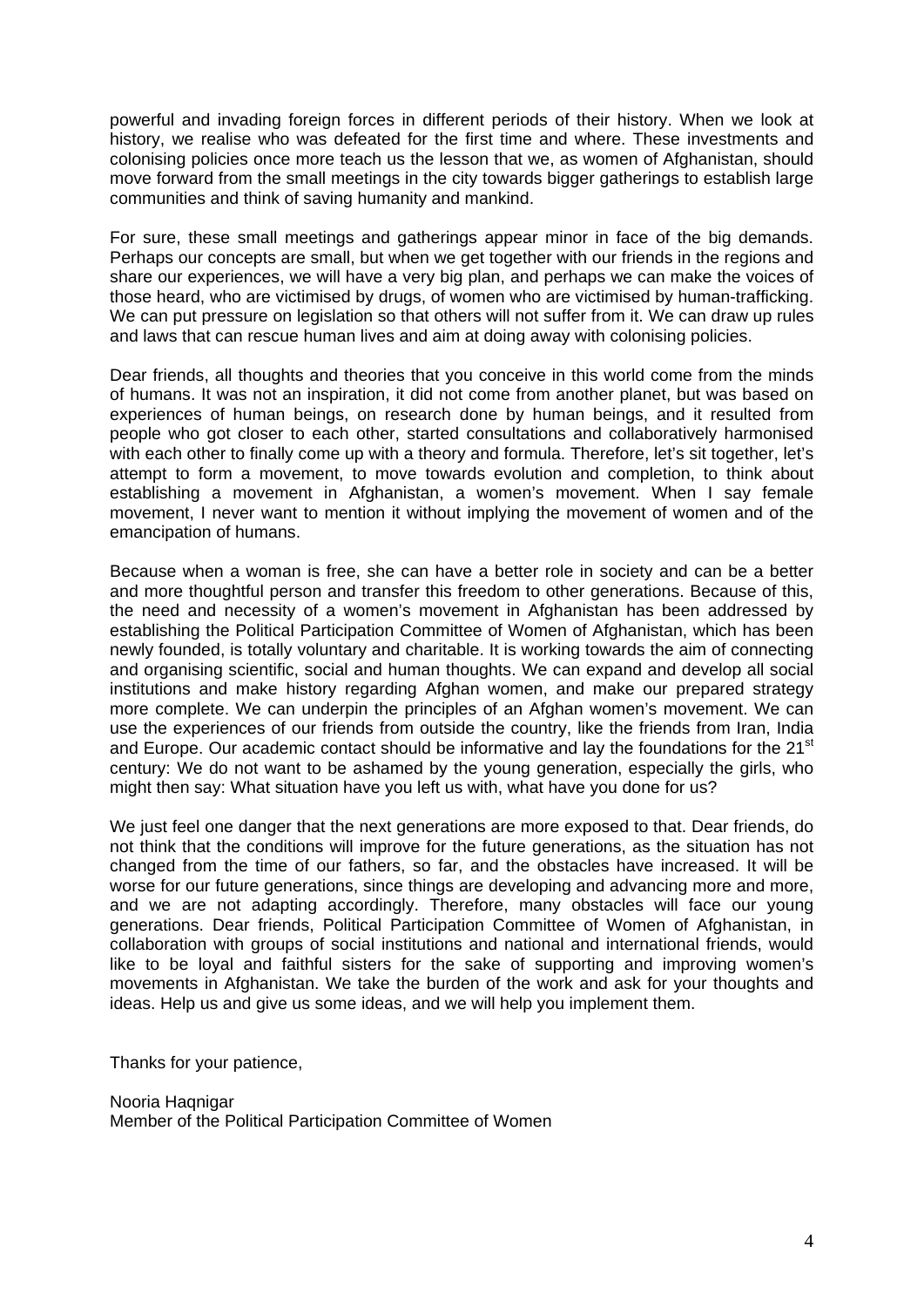powerful and invading foreign forces in different periods of their history. When we look at history, we realise who was defeated for the first time and where. These investments and colonising policies once more teach us the lesson that we, as women of Afghanistan, should move forward from the small meetings in the city towards bigger gatherings to establish large communities and think of saving humanity and mankind.

For sure, these small meetings and gatherings appear minor in face of the big demands. Perhaps our concepts are small, but when we get together with our friends in the regions and share our experiences, we will have a very big plan, and perhaps we can make the voices of those heard, who are victimised by drugs, of women who are victimised by human-trafficking. We can put pressure on legislation so that others will not suffer from it. We can draw up rules and laws that can rescue human lives and aim at doing away with colonising policies.

Dear friends, all thoughts and theories that you conceive in this world come from the minds of humans. It was not an inspiration, it did not come from another planet, but was based on experiences of human beings, on research done by human beings, and it resulted from people who got closer to each other, started consultations and collaboratively harmonised with each other to finally come up with a theory and formula. Therefore, let's sit together, let's attempt to form a movement, to move towards evolution and completion, to think about establishing a movement in Afghanistan, a women's movement. When I say female movement, I never want to mention it without implying the movement of women and of the emancipation of humans.

Because when a woman is free, she can have a better role in society and can be a better and more thoughtful person and transfer this freedom to other generations. Because of this, the need and necessity of a women's movement in Afghanistan has been addressed by establishing the Political Participation Committee of Women of Afghanistan, which has been newly founded, is totally voluntary and charitable. It is working towards the aim of connecting and organising scientific, social and human thoughts. We can expand and develop all social institutions and make history regarding Afghan women, and make our prepared strategy more complete. We can underpin the principles of an Afghan women's movement. We can use the experiences of our friends from outside the country, like the friends from Iran, India and Europe. Our academic contact should be informative and lay the foundations for the 21st century: We do not want to be ashamed by the young generation, especially the girls, who might then say: What situation have you left us with, what have you done for us?

We just feel one danger that the next generations are more exposed to that. Dear friends, do not think that the conditions will improve for the future generations, as the situation has not changed from the time of our fathers, so far, and the obstacles have increased. It will be worse for our future generations, since things are developing and advancing more and more, and we are not adapting accordingly. Therefore, many obstacles will face our young generations. Dear friends, Political Participation Committee of Women of Afghanistan, in collaboration with groups of social institutions and national and international friends, would like to be loyal and faithful sisters for the sake of supporting and improving women's movements in Afghanistan. We take the burden of the work and ask for your thoughts and ideas. Help us and give us some ideas, and we will help you implement them.

Thanks for your patience,

Nooria Haqnigar
Member of the Political Participation Committee of Women